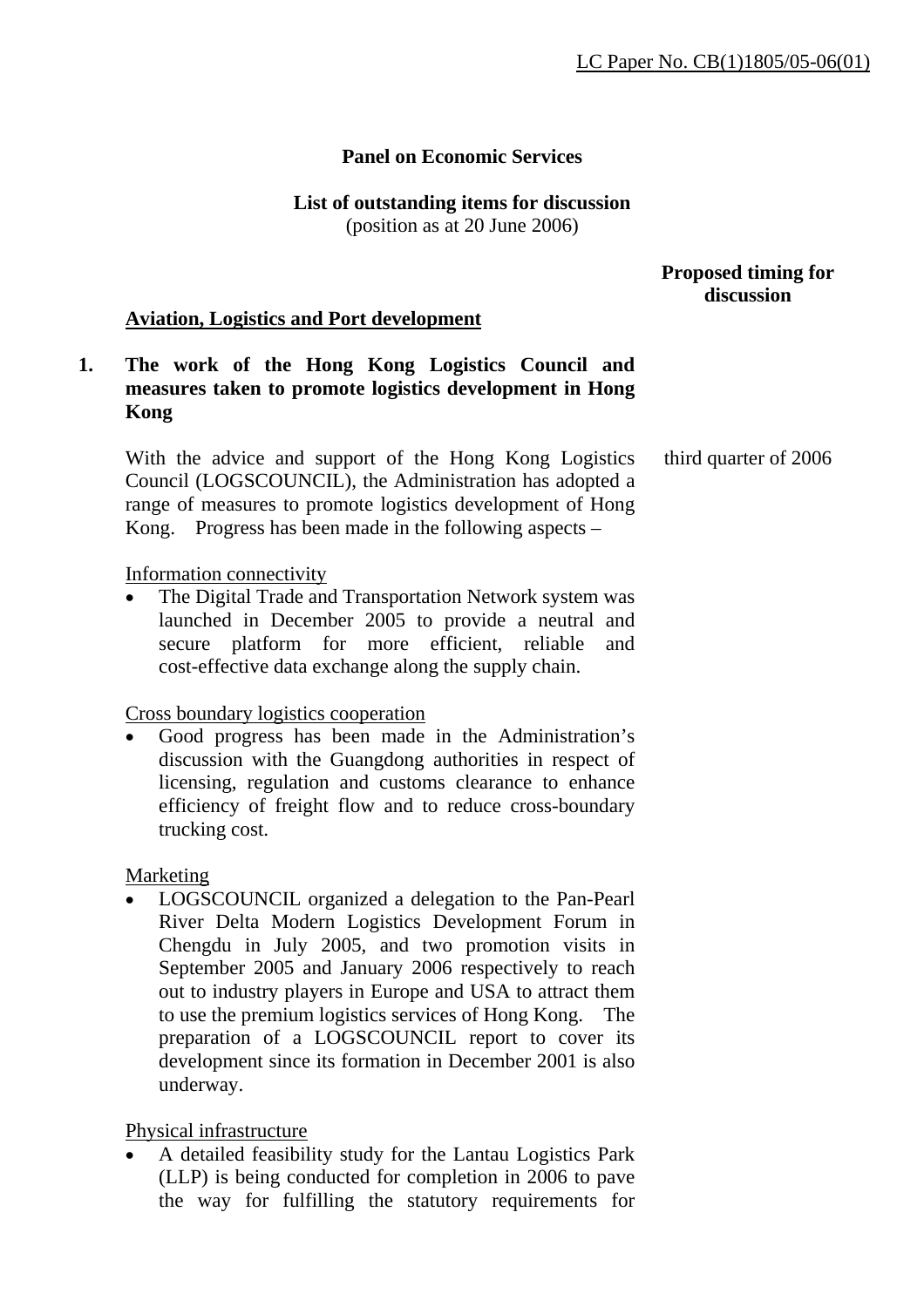LC Paper No. CB(1)1805/05-06(01)

**Panel on Economic Services**

**List of outstanding items for discussion**
(position as at 20 June 2006)

| | Proposed timing for discussion |
|---|---|
| **Aviation, Logistics and Port development** | |
| **1. The work of the Hong Kong Logistics Council and measures taken to promote logistics development in Hong Kong** | |
| With the advice and support of the Hong Kong Logistics Council (LOGSCOUNCIL), the Administration has adopted a range of measures to promote logistics development of Hong Kong. Progress has been made in the following aspects – | third quarter of 2006 |

Information connectivity

- The Digital Trade and Transportation Network system was launched in December 2005 to provide a neutral and secure platform for more efficient, reliable and cost-effective data exchange along the supply chain.

Cross boundary logistics cooperation

- Good progress has been made in the Administration's discussion with the Guangdong authorities in respect of licensing, regulation and customs clearance to enhance efficiency of freight flow and to reduce cross-boundary trucking cost.

Marketing

- LOGSCOUNCIL organized a delegation to the Pan-Pearl River Delta Modern Logistics Development Forum in Chengdu in July 2005, and two promotion visits in September 2005 and January 2006 respectively to reach out to industry players in Europe and USA to attract them to use the premium logistics services of Hong Kong. The preparation of a LOGSCOUNCIL report to cover its development since its formation in December 2001 is also underway.

Physical infrastructure

- A detailed feasibility study for the Lantau Logistics Park (LLP) is being conducted for completion in 2006 to pave the way for fulfilling the statutory requirements for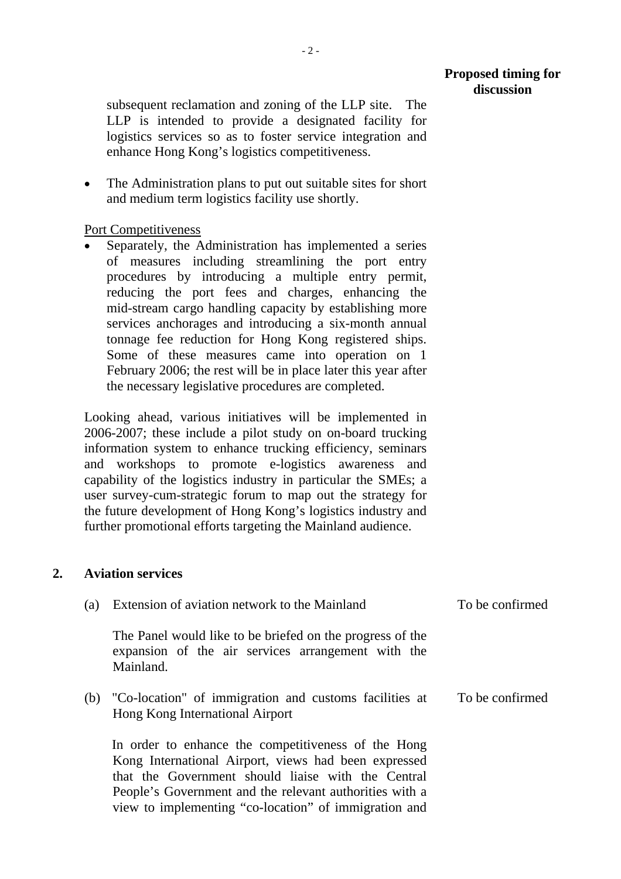**Proposed timing for discussion**

subsequent reclamation and zoning of the LLP site. The LLP is intended to provide a designated facility for logistics services so as to foster service integration and enhance Hong Kong's logistics competitiveness.

- The Administration plans to put out suitable sites for short and medium term logistics facility use shortly.

Port Competitiveness

- Separately, the Administration has implemented a series of measures including streamlining the port entry procedures by introducing a multiple entry permit, reducing the port fees and charges, enhancing the mid-stream cargo handling capacity by establishing more services anchorages and introducing a six-month annual tonnage fee reduction for Hong Kong registered ships. Some of these measures came into operation on 1 February 2006; the rest will be in place later this year after the necessary legislative procedures are completed.

Looking ahead, various initiatives will be implemented in 2006-2007; these include a pilot study on on-board trucking information system to enhance trucking efficiency, seminars and workshops to promote e-logistics awareness and capability of the logistics industry in particular the SMEs; a user survey-cum-strategic forum to map out the strategy for the future development of Hong Kong's logistics industry and further promotional efforts targeting the Mainland audience.

## 2. Aviation services

(a) Extension of aviation network to the Mainland — To be confirmed

The Panel would like to be briefed on the progress of the expansion of the air services arrangement with the Mainland.

(b) "Co-location" of immigration and customs facilities at Hong Kong International Airport — To be confirmed

In order to enhance the competitiveness of the Hong Kong International Airport, views had been expressed that the Government should liaise with the Central People's Government and the relevant authorities with a view to implementing "co-location" of immigration and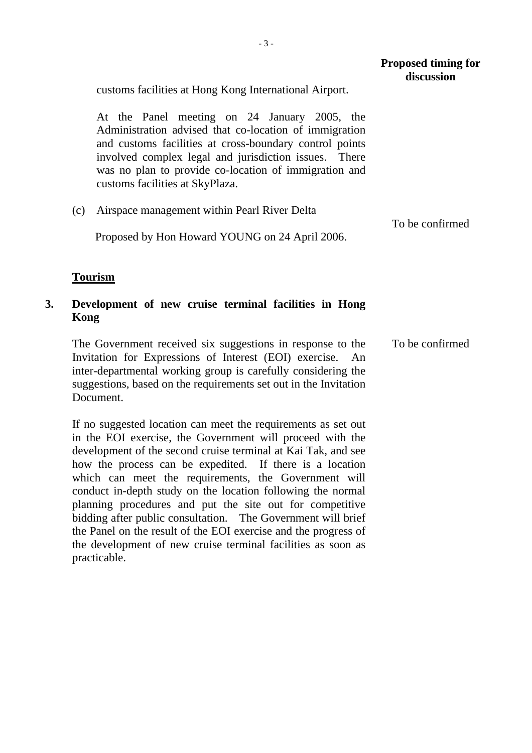| | Proposed timing for discussion |
|---|---|
| customs facilities at Hong Kong International Airport. | |
| At the Panel meeting on 24 January 2005, the Administration advised that co-location of immigration and customs facilities at cross-boundary control points involved complex legal and jurisdiction issues. There was no plan to provide co-location of immigration and customs facilities at SkyPlaza. | |
| (c) Airspace management within Pearl River Delta<br><br>Proposed by Hon Howard YOUNG on 24 April 2006. | To be confirmed |

**Tourism**

**3. Development of new cruise terminal facilities in Hong Kong**

| | |
|---|---|
| The Government received six suggestions in response to the Invitation for Expressions of Interest (EOI) exercise. An inter-departmental working group is carefully considering the suggestions, based on the requirements set out in the Invitation Document. | To be confirmed |
| If no suggested location can meet the requirements as set out in the EOI exercise, the Government will proceed with the development of the second cruise terminal at Kai Tak, and see how the process can be expedited. If there is a location which can meet the requirements, the Government will conduct in-depth study on the location following the normal planning procedures and put the site out for competitive bidding after public consultation. The Government will brief the Panel on the result of the EOI exercise and the progress of the development of new cruise terminal facilities as soon as practicable. | |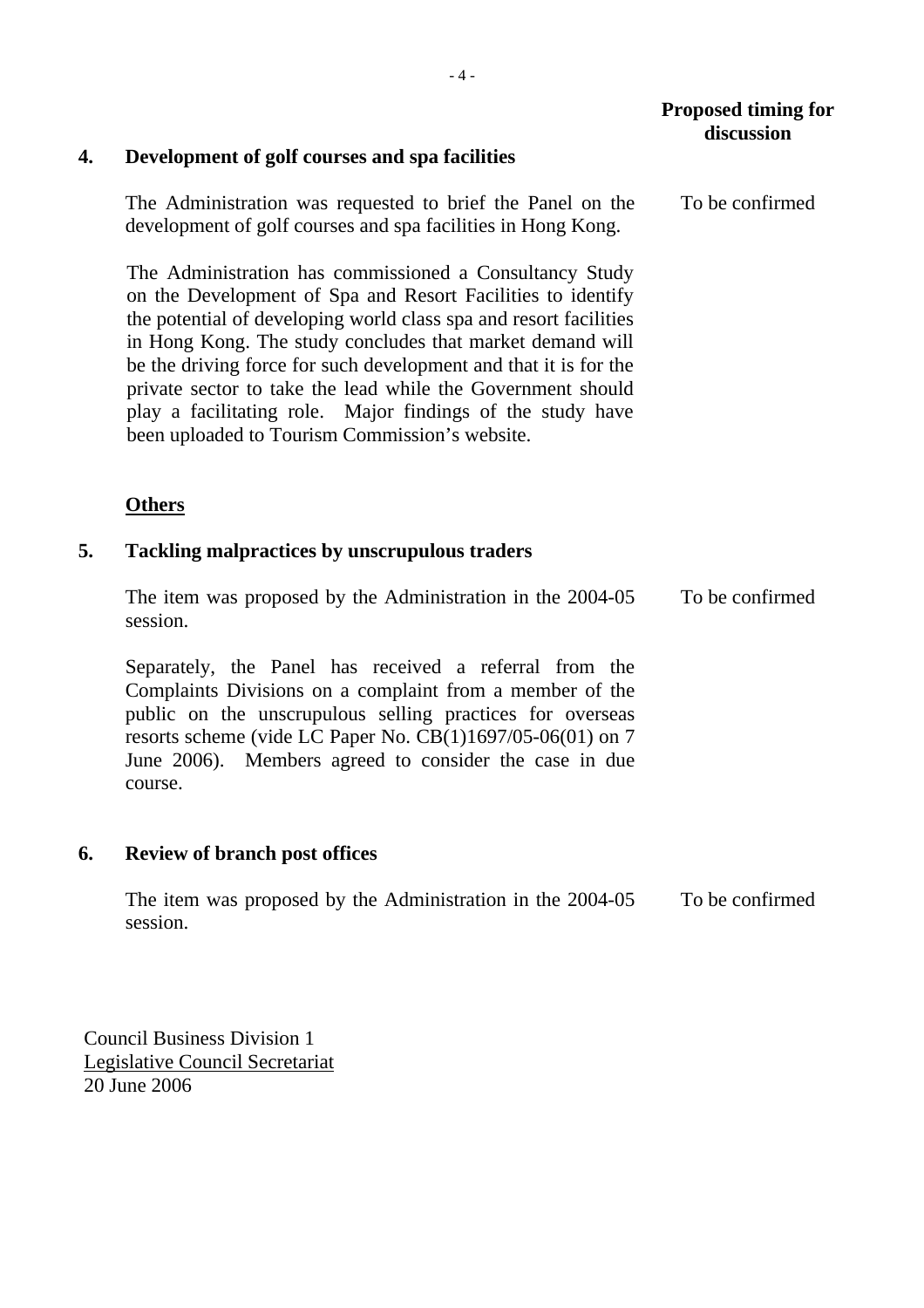| | | Proposed timing for discussion |
|---|---|---|
| **4.** | **Development of golf courses and spa facilities** | |
| | The Administration was requested to brief the Panel on the development of golf courses and spa facilities in Hong Kong. | To be confirmed |
| | The Administration has commissioned a Consultancy Study on the Development of Spa and Resort Facilities to identify the potential of developing world class spa and resort facilities in Hong Kong. The study concludes that market demand will be the driving force for such development and that it is for the private sector to take the lead while the Government should play a facilitating role. Major findings of the study have been uploaded to Tourism Commission's website. | |
| | **Others** | |
| **5.** | **Tackling malpractices by unscrupulous traders** | |
| | The item was proposed by the Administration in the 2004-05 session. | To be confirmed |
| | Separately, the Panel has received a referral from the Complaints Divisions on a complaint from a member of the public on the unscrupulous selling practices for overseas resorts scheme (vide LC Paper No. CB(1)1697/05-06(01) on 7 June 2006). Members agreed to consider the case in due course. | |
| **6.** | **Review of branch post offices** | |
| | The item was proposed by the Administration in the 2004-05 session. | To be confirmed |

Council Business Division 1
Legislative Council Secretariat
20 June 2006